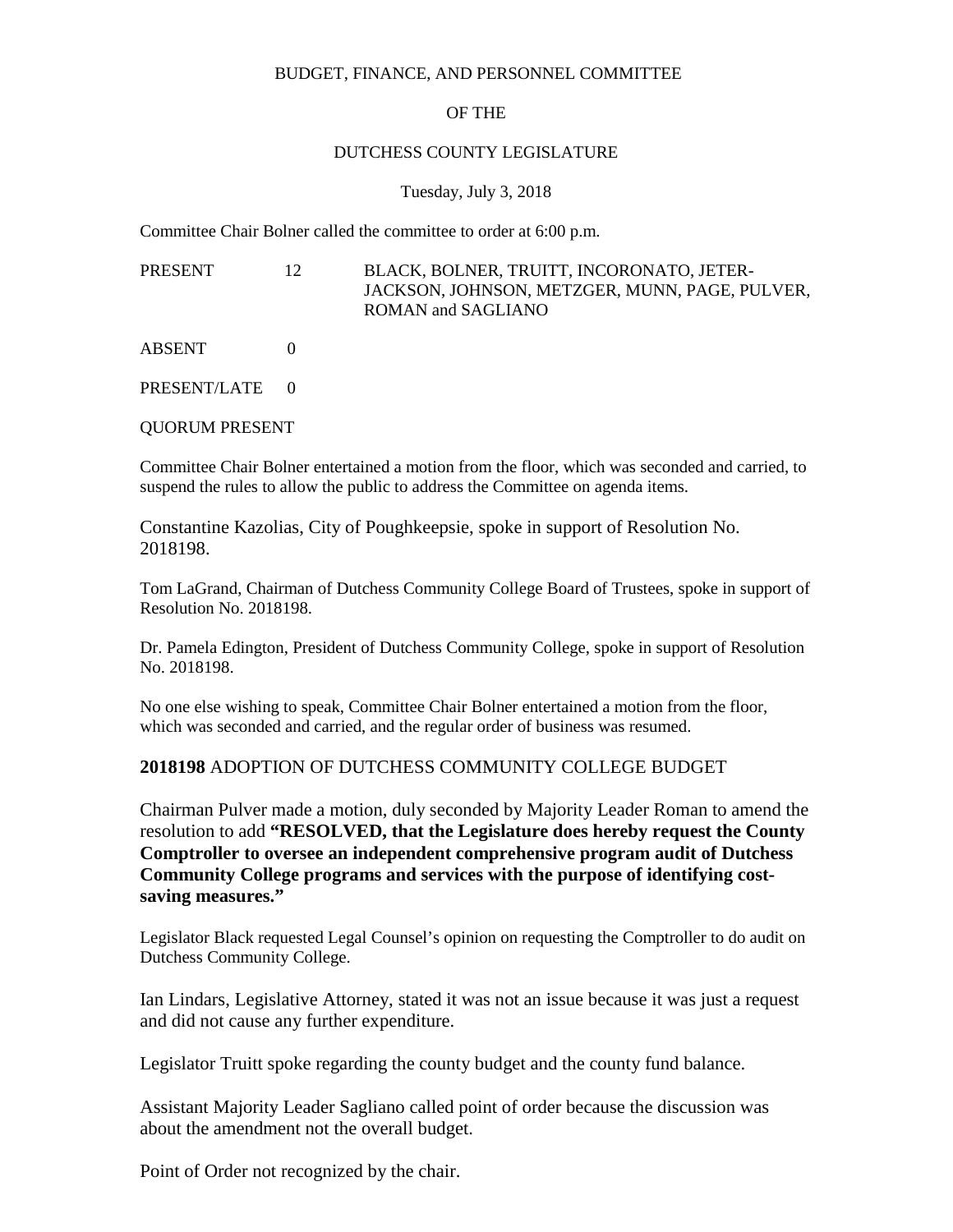BUDGET, FINANCE, AND PERSONNEL COMMITTEE

OF THE

DUTCHESS COUNTY LEGISLATURE

Tuesday, July 3, 2018

Committee Chair Bolner called the committee to order at 6:00 p.m.

| | | |
|---|---|---|
| PRESENT | 12 | BLACK, BOLNER, TRUITT, INCORONATO, JETER-JACKSON, JOHNSON, METZGER, MUNN, PAGE, PULVER, ROMAN and SAGLIANO |
| ABSENT | 0 | |
| PRESENT/LATE | 0 | |

QUORUM PRESENT

Committee Chair Bolner entertained a motion from the floor, which was seconded and carried, to suspend the rules to allow the public to address the Committee on agenda items.

Constantine Kazolias, City of Poughkeepsie, spoke in support of Resolution No. 2018198.

Tom LaGrand, Chairman of Dutchess Community College Board of Trustees, spoke in support of Resolution No. 2018198.

Dr. Pamela Edington, President of Dutchess Community College, spoke in support of Resolution No. 2018198.

No one else wishing to speak, Committee Chair Bolner entertained a motion from the floor, which was seconded and carried, and the regular order of business was resumed.

**2018198** ADOPTION OF DUTCHESS COMMUNITY COLLEGE BUDGET

Chairman Pulver made a motion, duly seconded by Majority Leader Roman to amend the resolution to add **"RESOLVED, that the Legislature does hereby request the County Comptroller to oversee an independent comprehensive program audit of Dutchess Community College programs and services with the purpose of identifying cost-saving measures."**

Legislator Black requested Legal Counsel's opinion on requesting the Comptroller to do audit on Dutchess Community College.

Ian Lindars, Legislative Attorney, stated it was not an issue because it was just a request and did not cause any further expenditure.

Legislator Truitt spoke regarding the county budget and the county fund balance.

Assistant Majority Leader Sagliano called point of order because the discussion was about the amendment not the overall budget.

Point of Order not recognized by the chair.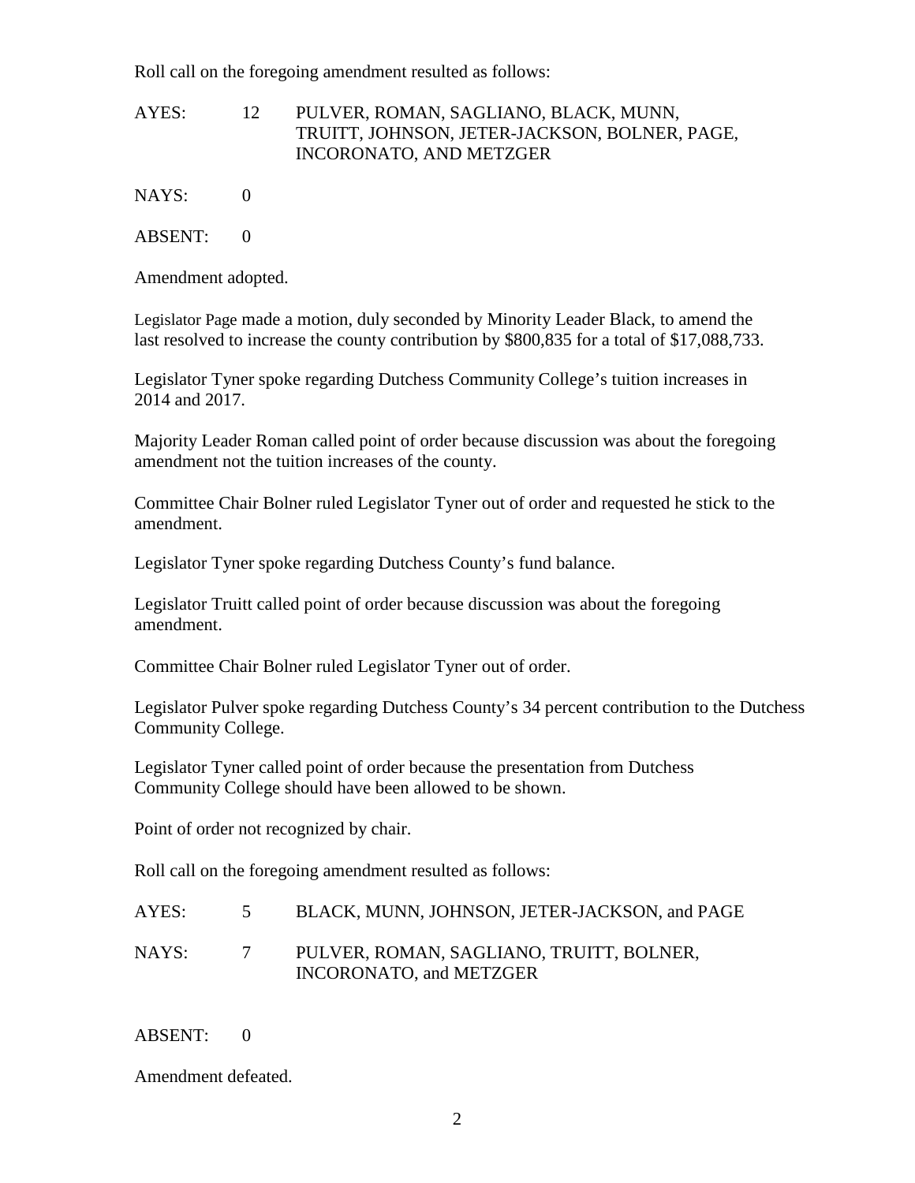Roll call on the foregoing amendment resulted as follows:

| | | |
|---|---|---|
| AYES: | 12 | PULVER, ROMAN, SAGLIANO, BLACK, MUNN, TRUITT, JOHNSON, JETER-JACKSON, BOLNER, PAGE, INCORONATO, AND METZGER |
| NAYS: | 0 | |
| ABSENT: | 0 | |

Amendment adopted.

Legislator Page made a motion, duly seconded by Minority Leader Black, to amend the last resolved to increase the county contribution by $800,835 for a total of $17,088,733.

Legislator Tyner spoke regarding Dutchess Community College's tuition increases in 2014 and 2017.

Majority Leader Roman called point of order because discussion was about the foregoing amendment not the tuition increases of the county.

Committee Chair Bolner ruled Legislator Tyner out of order and requested he stick to the amendment.

Legislator Tyner spoke regarding Dutchess County's fund balance.

Legislator Truitt called point of order because discussion was about the foregoing amendment.

Committee Chair Bolner ruled Legislator Tyner out of order.

Legislator Pulver spoke regarding Dutchess County's 34 percent contribution to the Dutchess Community College.

Legislator Tyner called point of order because the presentation from Dutchess Community College should have been allowed to be shown.

Point of order not recognized by chair.

Roll call on the foregoing amendment resulted as follows:

| | | |
|---|---|---|
| AYES: | 5 | BLACK, MUNN, JOHNSON, JETER-JACKSON, and PAGE |
| NAYS: | 7 | PULVER, ROMAN, SAGLIANO, TRUITT, BOLNER, INCORONATO, and METZGER |
| ABSENT: | 0 | |

Amendment defeated.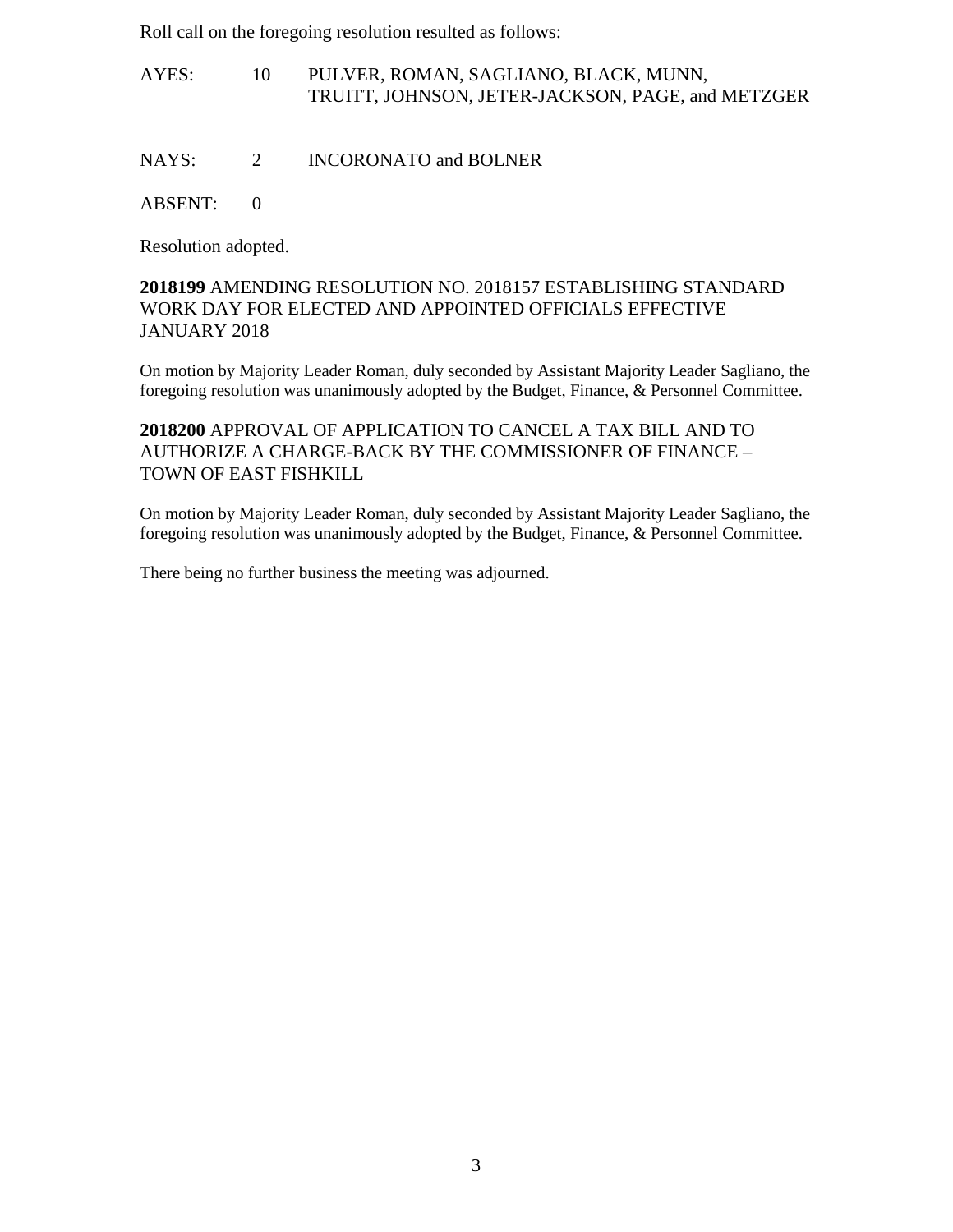Roll call on the foregoing resolution resulted as follows:

| | | |
|---|---|---|
| AYES: | 10 | PULVER, ROMAN, SAGLIANO, BLACK, MUNN, TRUITT, JOHNSON, JETER-JACKSON, PAGE, and METZGER |
| NAYS: | 2 | INCORONATO and BOLNER |
| ABSENT: | 0 | |

Resolution adopted.

**2018199** AMENDING RESOLUTION NO. 2018157 ESTABLISHING STANDARD WORK DAY FOR ELECTED AND APPOINTED OFFICIALS EFFECTIVE JANUARY 2018

On motion by Majority Leader Roman, duly seconded by Assistant Majority Leader Sagliano, the foregoing resolution was unanimously adopted by the Budget, Finance, & Personnel Committee.

**2018200** APPROVAL OF APPLICATION TO CANCEL A TAX BILL AND TO AUTHORIZE A CHARGE-BACK BY THE COMMISSIONER OF FINANCE – TOWN OF EAST FISHKILL

On motion by Majority Leader Roman, duly seconded by Assistant Majority Leader Sagliano, the foregoing resolution was unanimously adopted by the Budget, Finance, & Personnel Committee.

There being no further business the meeting was adjourned.